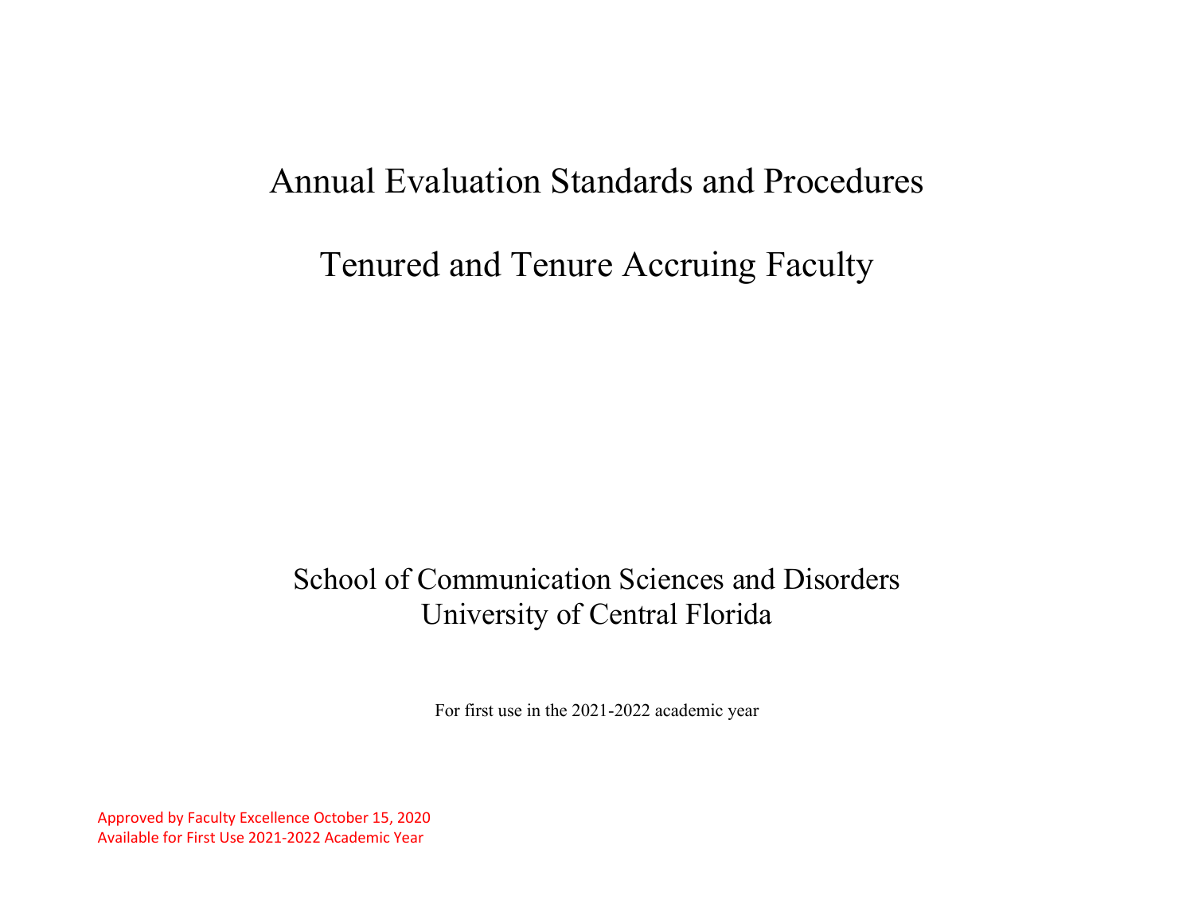# Annual Evaluation Standards and Procedures

# Tenured and Tenure Accruing Faculty

School of Communication Sciences and Disorders
University of Central Florida

For first use in the 2021-2022 academic year

Approved by Faculty Excellence October 15, 2020
Available for First Use 2021-2022 Academic Year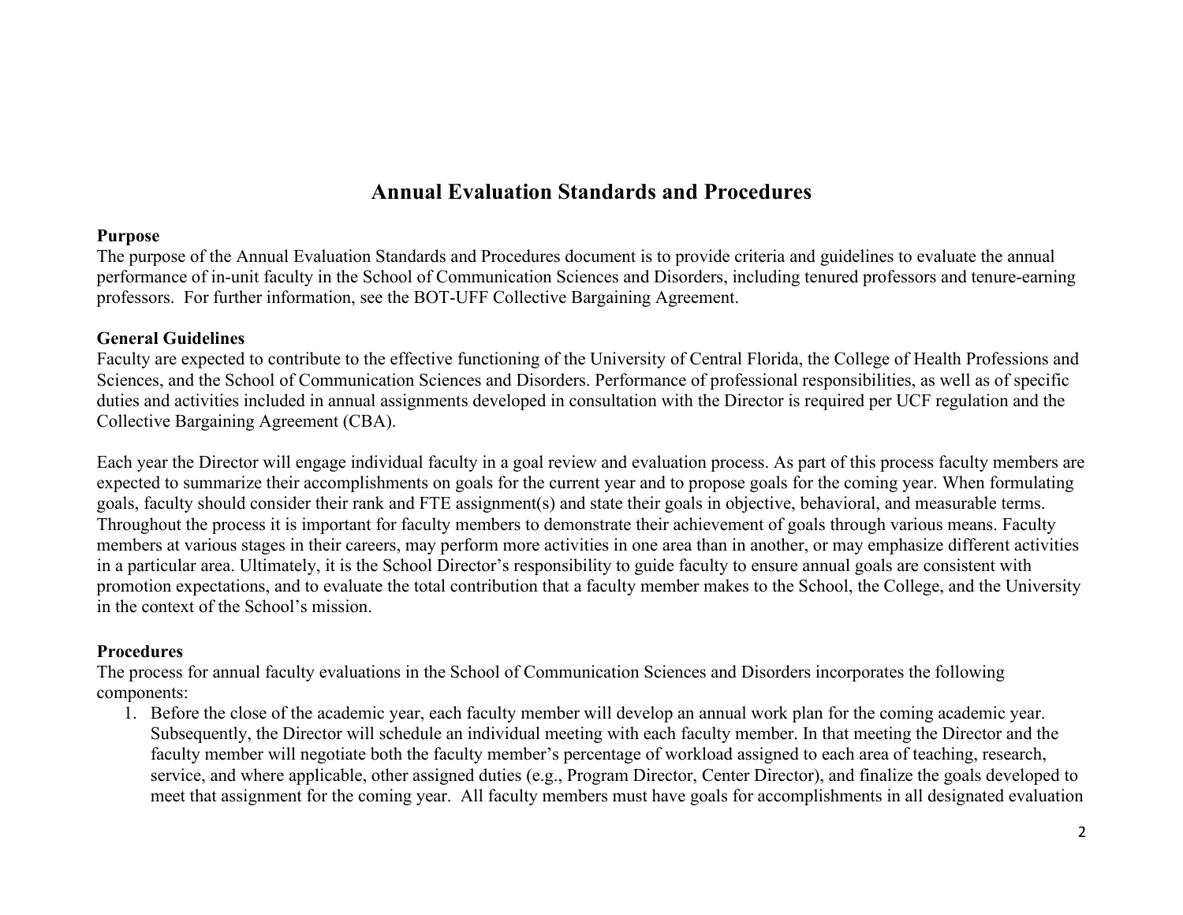# Annual Evaluation Standards and Procedures

**Purpose**

The purpose of the Annual Evaluation Standards and Procedures document is to provide criteria and guidelines to evaluate the annual performance of in-unit faculty in the School of Communication Sciences and Disorders, including tenured professors and tenure-earning professors. For further information, see the BOT-UFF Collective Bargaining Agreement.

**General Guidelines**

Faculty are expected to contribute to the effective functioning of the University of Central Florida, the College of Health Professions and Sciences, and the School of Communication Sciences and Disorders. Performance of professional responsibilities, as well as of specific duties and activities included in annual assignments developed in consultation with the Director is required per UCF regulation and the Collective Bargaining Agreement (CBA).

Each year the Director will engage individual faculty in a goal review and evaluation process. As part of this process faculty members are expected to summarize their accomplishments on goals for the current year and to propose goals for the coming year. When formulating goals, faculty should consider their rank and FTE assignment(s) and state their goals in objective, behavioral, and measurable terms. Throughout the process it is important for faculty members to demonstrate their achievement of goals through various means. Faculty members at various stages in their careers, may perform more activities in one area than in another, or may emphasize different activities in a particular area. Ultimately, it is the School Director's responsibility to guide faculty to ensure annual goals are consistent with promotion expectations, and to evaluate the total contribution that a faculty member makes to the School, the College, and the University in the context of the School's mission.

**Procedures**

The process for annual faculty evaluations in the School of Communication Sciences and Disorders incorporates the following components:

1. Before the close of the academic year, each faculty member will develop an annual work plan for the coming academic year. Subsequently, the Director will schedule an individual meeting with each faculty member. In that meeting the Director and the faculty member will negotiate both the faculty member's percentage of workload assigned to each area of teaching, research, service, and where applicable, other assigned duties (e.g., Program Director, Center Director), and finalize the goals developed to meet that assignment for the coming year. All faculty members must have goals for accomplishments in all designated evaluation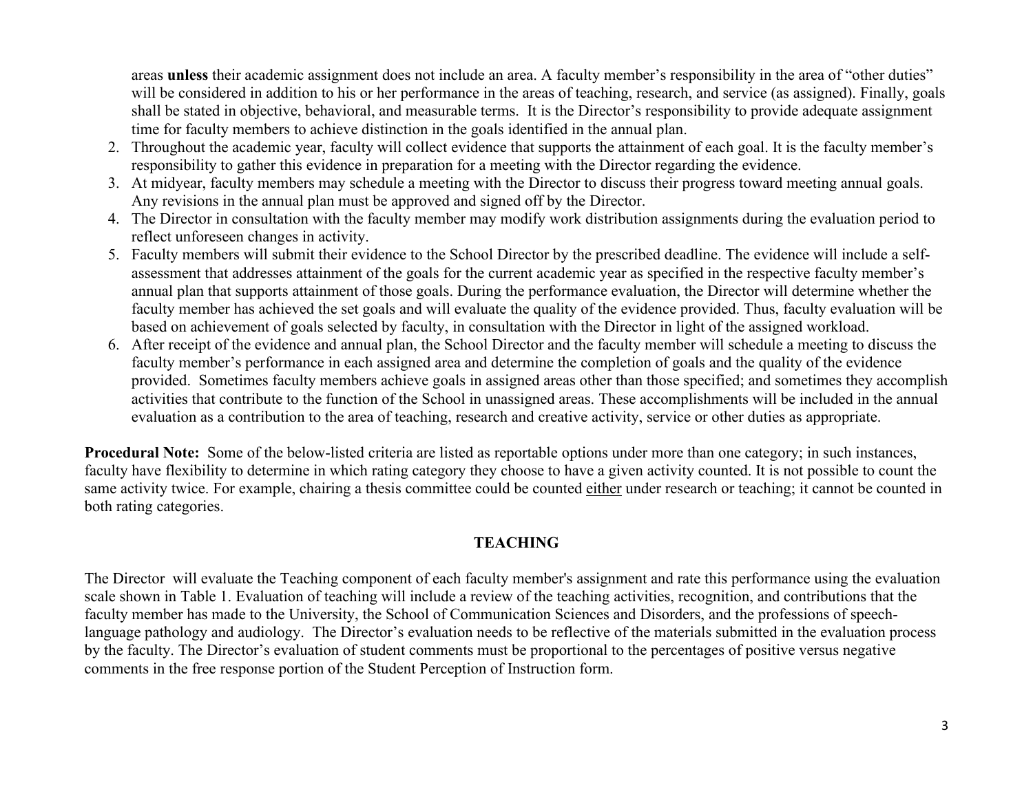areas **unless** their academic assignment does not include an area. A faculty member's responsibility in the area of "other duties" will be considered in addition to his or her performance in the areas of teaching, research, and service (as assigned). Finally, goals shall be stated in objective, behavioral, and measurable terms. It is the Director's responsibility to provide adequate assignment time for faculty members to achieve distinction in the goals identified in the annual plan.

2. Throughout the academic year, faculty will collect evidence that supports the attainment of each goal. It is the faculty member's responsibility to gather this evidence in preparation for a meeting with the Director regarding the evidence.
3. At midyear, faculty members may schedule a meeting with the Director to discuss their progress toward meeting annual goals. Any revisions in the annual plan must be approved and signed off by the Director.
4. The Director in consultation with the faculty member may modify work distribution assignments during the evaluation period to reflect unforeseen changes in activity.
5. Faculty members will submit their evidence to the School Director by the prescribed deadline. The evidence will include a self-assessment that addresses attainment of the goals for the current academic year as specified in the respective faculty member's annual plan that supports attainment of those goals. During the performance evaluation, the Director will determine whether the faculty member has achieved the set goals and will evaluate the quality of the evidence provided. Thus, faculty evaluation will be based on achievement of goals selected by faculty, in consultation with the Director in light of the assigned workload.
6. After receipt of the evidence and annual plan, the School Director and the faculty member will schedule a meeting to discuss the faculty member's performance in each assigned area and determine the completion of goals and the quality of the evidence provided. Sometimes faculty members achieve goals in assigned areas other than those specified; and sometimes they accomplish activities that contribute to the function of the School in unassigned areas. These accomplishments will be included in the annual evaluation as a contribution to the area of teaching, research and creative activity, service or other duties as appropriate.

**Procedural Note:** Some of the below-listed criteria are listed as reportable options under more than one category; in such instances, faculty have flexibility to determine in which rating category they choose to have a given activity counted. It is not possible to count the same activity twice. For example, chairing a thesis committee could be counted either under research or teaching; it cannot be counted in both rating categories.

## TEACHING

The Director will evaluate the Teaching component of each faculty member's assignment and rate this performance using the evaluation scale shown in Table 1. Evaluation of teaching will include a review of the teaching activities, recognition, and contributions that the faculty member has made to the University, the School of Communication Sciences and Disorders, and the professions of speech-language pathology and audiology. The Director's evaluation needs to be reflective of the materials submitted in the evaluation process by the faculty. The Director's evaluation of student comments must be proportional to the percentages of positive versus negative comments in the free response portion of the Student Perception of Instruction form.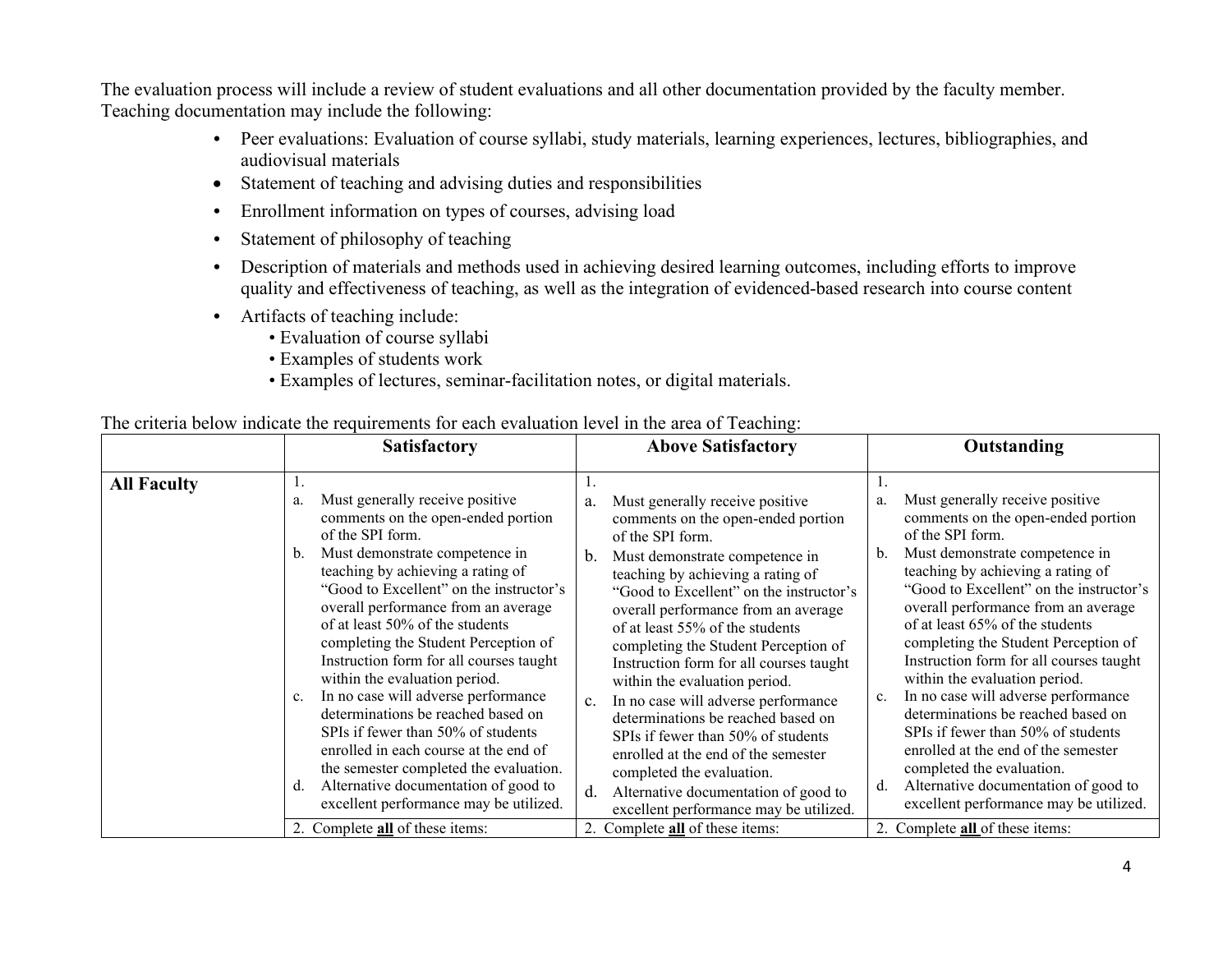The evaluation process will include a review of student evaluations and all other documentation provided by the faculty member. Teaching documentation may include the following:

- Peer evaluations: Evaluation of course syllabi, study materials, learning experiences, lectures, bibliographies, and audiovisual materials
- Statement of teaching and advising duties and responsibilities
- Enrollment information on types of courses, advising load
- Statement of philosophy of teaching
- Description of materials and methods used in achieving desired learning outcomes, including efforts to improve quality and effectiveness of teaching, as well as the integration of evidenced-based research into course content
- Artifacts of teaching include:
  - Evaluation of course syllabi
  - Examples of students work
  - Examples of lectures, seminar-facilitation notes, or digital materials.

The criteria below indicate the requirements for each evaluation level in the area of Teaching:

| | Satisfactory | Above Satisfactory | Outstanding |
|---|---|---|---|
| **All Faculty** | 1.<br>a. Must generally receive positive comments on the open-ended portion of the SPI form.<br>b. Must demonstrate competence in teaching by achieving a rating of "Good to Excellent" on the instructor's overall performance from an average of at least 50% of the students completing the Student Perception of Instruction form for all courses taught within the evaluation period.<br>c. In no case will adverse performance determinations be reached based on SPIs if fewer than 50% of students enrolled in each course at the end of the semester completed the evaluation.<br>d. Alternative documentation of good to excellent performance may be utilized. | 1.<br>a. Must generally receive positive comments on the open-ended portion of the SPI form.<br>b. Must demonstrate competence in teaching by achieving a rating of "Good to Excellent" on the instructor's overall performance from an average of at least 55% of the students completing the Student Perception of Instruction form for all courses taught within the evaluation period.<br>c. In no case will adverse performance determinations be reached based on SPIs if fewer than 50% of students enrolled at the end of the semester completed the evaluation.<br>d. Alternative documentation of good to excellent performance may be utilized. | 1.<br>a. Must generally receive positive comments on the open-ended portion of the SPI form.<br>b. Must demonstrate competence in teaching by achieving a rating of "Good to Excellent" on the instructor's overall performance from an average of at least 65% of the students completing the Student Perception of Instruction form for all courses taught within the evaluation period.<br>c. In no case will adverse performance determinations be reached based on SPIs if fewer than 50% of students enrolled at the end of the semester completed the evaluation.<br>d. Alternative documentation of good to excellent performance may be utilized. |
| | 2. Complete **all** of these items: | 2. Complete **all** of these items: | 2. Complete **all** of these items: |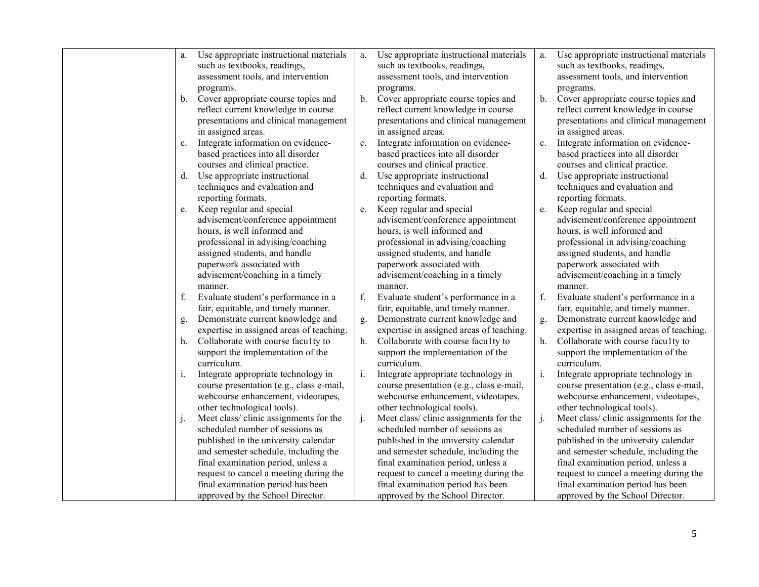| | | | |
|---|---|---|---|
| | a. Use appropriate instructional materials such as textbooks, readings, assessment tools, and intervention programs.<br>b. Cover appropriate course topics and reflect current knowledge in course presentations and clinical management in assigned areas.<br>c. Integrate information on evidence-based practices into all disorder courses and clinical practice.<br>d. Use appropriate instructional techniques and evaluation and reporting formats.<br>e. Keep regular and special advisement/conference appointment hours, is well informed and professional in advising/coaching assigned students, and handle paperwork associated with advisement/coaching in a timely manner.<br>f. Evaluate student's performance in a fair, equitable, and timely manner.<br>g. Demonstrate current knowledge and expertise in assigned areas of teaching.<br>h. Collaborate with course facu1ty to support the implementation of the curriculum.<br>i. Integrate appropriate technology in course presentation (e.g., class e-mail, webcourse enhancement, videotapes, other technological tools).<br>j. Meet class/ clinic assignments for the scheduled number of sessions as published in the university calendar and semester schedule, including the final examination period, unless a request to cancel a meeting during the final examination period has been approved by the School Director. | a. Use appropriate instructional materials such as textbooks, readings, assessment tools, and intervention programs.<br>b. Cover appropriate course topics and reflect current knowledge in course presentations and clinical management in assigned areas.<br>c. Integrate information on evidence-based practices into all disorder courses and clinical practice.<br>d. Use appropriate instructional techniques and evaluation and reporting formats.<br>e. Keep regular and special advisement/conference appointment hours, is well informed and professional in advising/coaching assigned students, and handle paperwork associated with advisement/coaching in a timely manner.<br>f. Evaluate student's performance in a fair, equitable, and timely manner.<br>g. Demonstrate current knowledge and expertise in assigned areas of teaching.<br>h. Collaborate with course facu1ty to support the implementation of the curriculum.<br>i. Integrate appropriate technology in course presentation (e.g., class e-mail, webcourse enhancement, videotapes, other technological tools).<br>j. Meet class/ clinic assignments for the scheduled number of sessions as published in the university calendar and semester schedule, including the final examination period, unless a request to cancel a meeting during the final examination period has been approved by the School Director. | a. Use appropriate instructional materials such as textbooks, readings, assessment tools, and intervention programs.<br>b. Cover appropriate course topics and reflect current knowledge in course presentations and clinical management in assigned areas.<br>c. Integrate information on evidence-based practices into all disorder courses and clinical practice.<br>d. Use appropriate instructional techniques and evaluation and reporting formats.<br>e. Keep regular and special advisement/conference appointment hours, is well informed and professional in advising/coaching assigned students, and handle paperwork associated with advisement/coaching in a timely manner.<br>f. Evaluate student's performance in a fair, equitable, and timely manner.<br>g. Demonstrate current knowledge and expertise in assigned areas of teaching.<br>h. Collaborate with course facu1ty to support the implementation of the curriculum.<br>i. Integrate appropriate technology in course presentation (e.g., class e-mail, webcourse enhancement, videotapes, other technological tools).<br>j. Meet class/ clinic assignments for the scheduled number of sessions as published in the university calendar and semester schedule, including the final examination period, unless a request to cancel a meeting during the final examination period has been approved by the School Director. |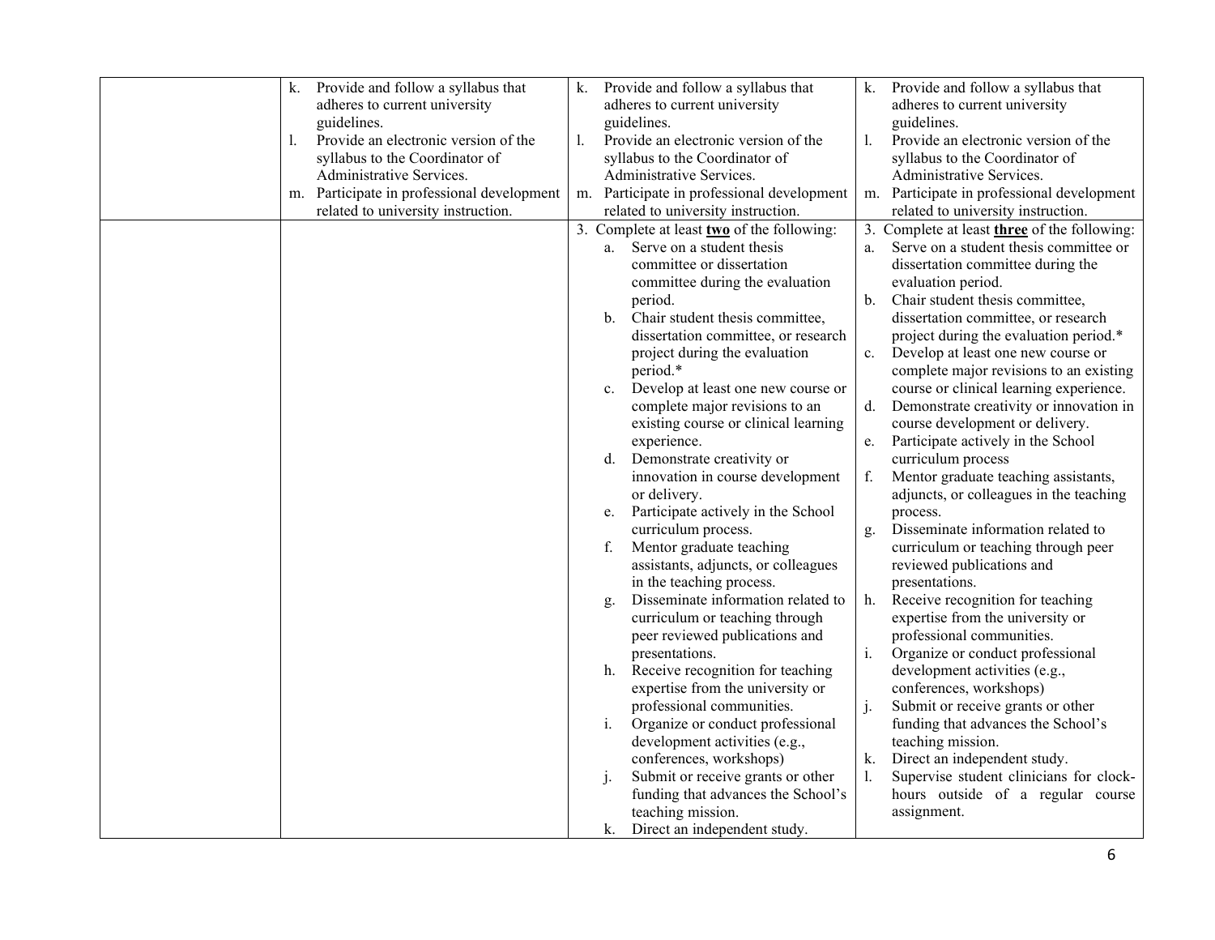| | | | |
|---|---|---|---|
| | k. Provide and follow a syllabus that adheres to current university guidelines.<br>l. Provide an electronic version of the syllabus to the Coordinator of Administrative Services.<br>m. Participate in professional development related to university instruction. | k. Provide and follow a syllabus that adheres to current university guidelines.<br>l. Provide an electronic version of the syllabus to the Coordinator of Administrative Services.<br>m. Participate in professional development related to university instruction. | k. Provide and follow a syllabus that adheres to current university guidelines.<br>l. Provide an electronic version of the syllabus to the Coordinator of Administrative Services.<br>m. Participate in professional development related to university instruction. |
| | | 3. Complete at least **two** of the following:<br>a. Serve on a student thesis committee or dissertation committee during the evaluation period.<br>b. Chair student thesis committee, dissertation committee, or research project during the evaluation period.*<br>c. Develop at least one new course or complete major revisions to an existing course or clinical learning experience.<br>d. Demonstrate creativity or innovation in course development or delivery.<br>e. Participate actively in the School curriculum process.<br>f. Mentor graduate teaching assistants, adjuncts, or colleagues in the teaching process.<br>g. Disseminate information related to curriculum or teaching through peer reviewed publications and presentations.<br>h. Receive recognition for teaching expertise from the university or professional communities.<br>i. Organize or conduct professional development activities (e.g., conferences, workshops)<br>j. Submit or receive grants or other funding that advances the School's teaching mission.<br>k. Direct an independent study. | 3. Complete at least **three** of the following:<br>a. Serve on a student thesis committee or dissertation committee during the evaluation period.<br>b. Chair student thesis committee, dissertation committee, or research project during the evaluation period.*<br>c. Develop at least one new course or complete major revisions to an existing course or clinical learning experience.<br>d. Demonstrate creativity or innovation in course development or delivery.<br>e. Participate actively in the School curriculum process<br>f. Mentor graduate teaching assistants, adjuncts, or colleagues in the teaching process.<br>g. Disseminate information related to curriculum or teaching through peer reviewed publications and presentations.<br>h. Receive recognition for teaching expertise from the university or professional communities.<br>i. Organize or conduct professional development activities (e.g., conferences, workshops)<br>j. Submit or receive grants or other funding that advances the School's teaching mission.<br>k. Direct an independent study.<br>l. Supervise student clinicians for clock-hours outside of a regular course assignment. |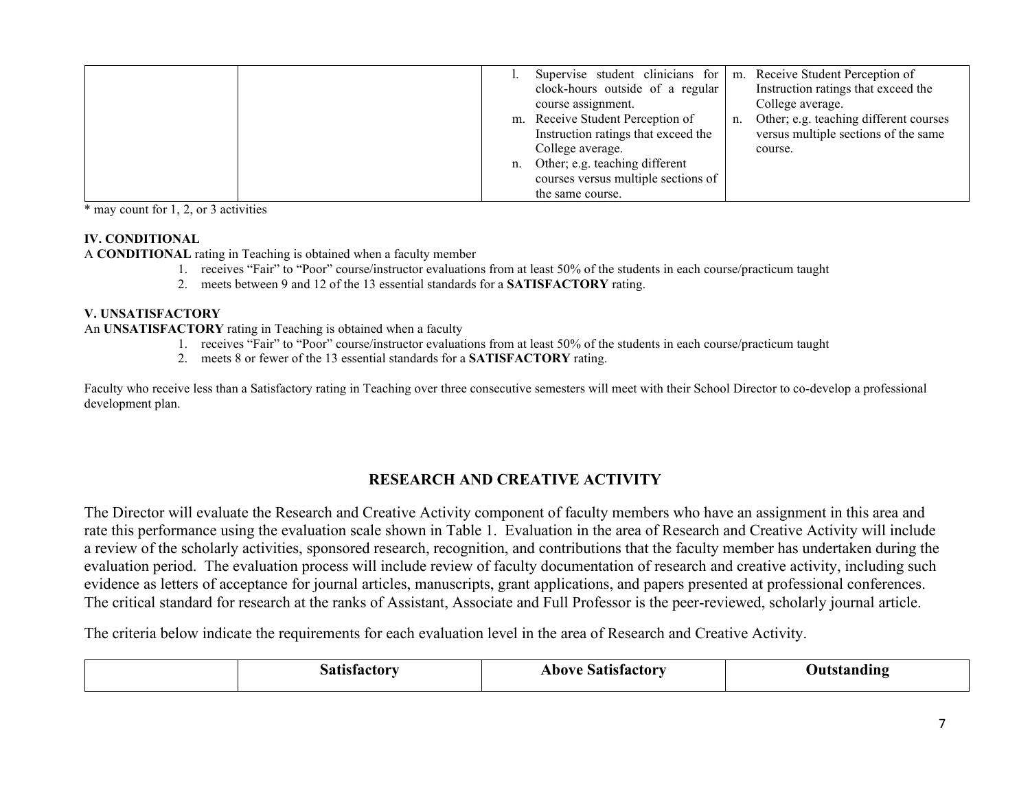| | | | |
|---|---|---|---|
| | | l. Supervise student clinicians for clock-hours outside of a regular course assignment.<br>m. Receive Student Perception of Instruction ratings that exceed the College average.<br>n. Other; e.g. teaching different courses versus multiple sections of the same course. | m. Receive Student Perception of Instruction ratings that exceed the College average.<br>n. Other; e.g. teaching different courses versus multiple sections of the same course. |

* may count for 1, 2, or 3 activities

**IV. CONDITIONAL**

A **CONDITIONAL** rating in Teaching is obtained when a faculty member

1. receives "Fair" to "Poor" course/instructor evaluations from at least 50% of the students in each course/practicum taught
2. meets between 9 and 12 of the 13 essential standards for a **SATISFACTORY** rating.

**V. UNSATISFACTORY**

An **UNSATISFACTORY** rating in Teaching is obtained when a faculty

1. receives "Fair" to "Poor" course/instructor evaluations from at least 50% of the students in each course/practicum taught
2. meets 8 or fewer of the 13 essential standards for a **SATISFACTORY** rating.

Faculty who receive less than a Satisfactory rating in Teaching over three consecutive semesters will meet with their School Director to co-develop a professional development plan.

## RESEARCH AND CREATIVE ACTIVITY

The Director will evaluate the Research and Creative Activity component of faculty members who have an assignment in this area and rate this performance using the evaluation scale shown in Table 1. Evaluation in the area of Research and Creative Activity will include a review of the scholarly activities, sponsored research, recognition, and contributions that the faculty member has undertaken during the evaluation period. The evaluation process will include review of faculty documentation of research and creative activity, including such evidence as letters of acceptance for journal articles, manuscripts, grant applications, and papers presented at professional conferences. The critical standard for research at the ranks of Assistant, Associate and Full Professor is the peer-reviewed, scholarly journal article.

The criteria below indicate the requirements for each evaluation level in the area of Research and Creative Activity.

| | Satisfactory | Above Satisfactory | Outstanding |
|---|---|---|---|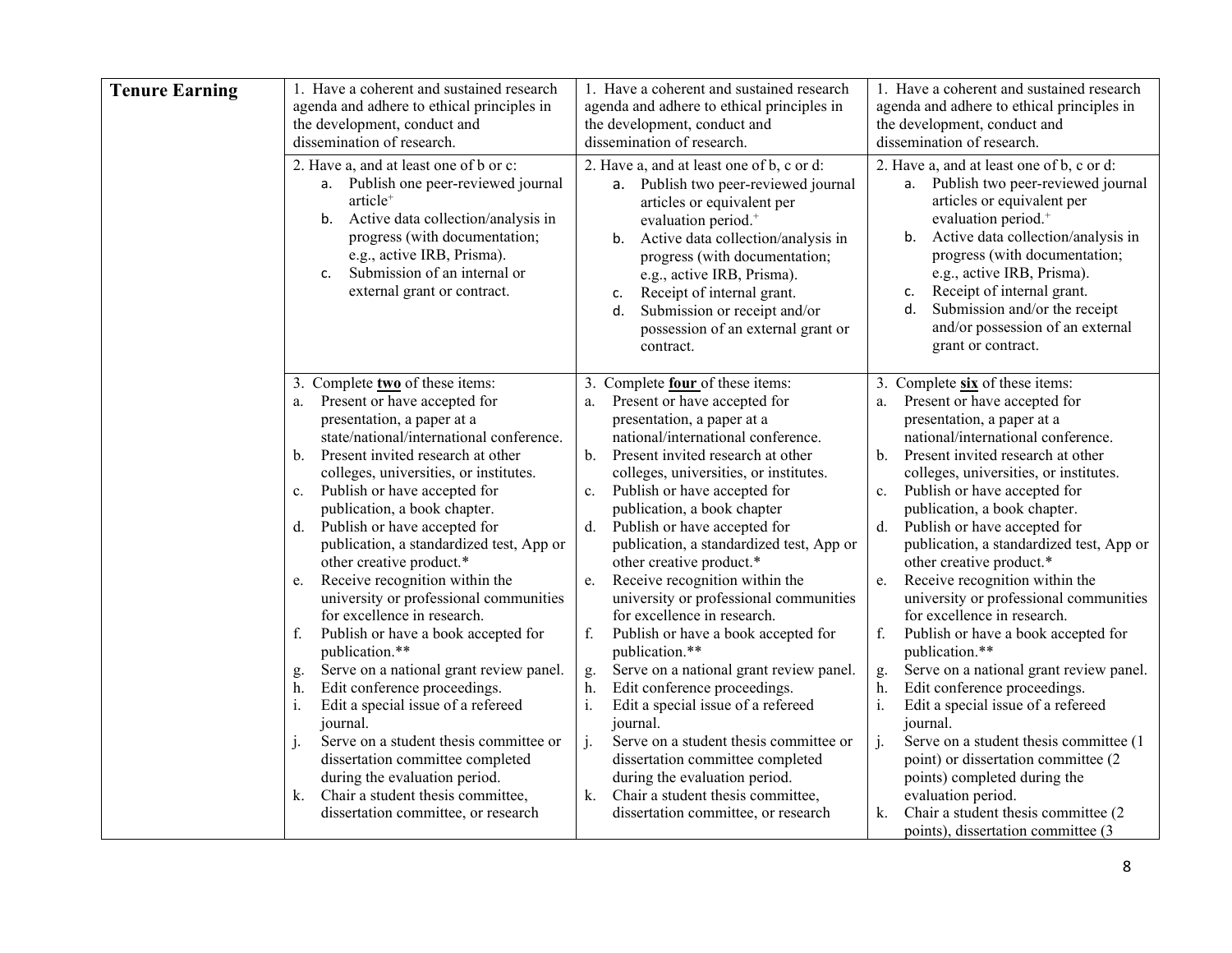| Tenure Earning | | | |
|---|---|---|---|
| | 1. Have a coherent and sustained research agenda and adhere to ethical principles in the development, conduct and dissemination of research. | 1. Have a coherent and sustained research agenda and adhere to ethical principles in the development, conduct and dissemination of research. | 1. Have a coherent and sustained research agenda and adhere to ethical principles in the development, conduct and dissemination of research. |
| | 2. Have a, and at least one of b or c:<br>a. Publish one peer-reviewed journal article+<br>b. Active data collection/analysis in progress (with documentation; e.g., active IRB, Prisma).<br>c. Submission of an internal or external grant or contract. | 2. Have a, and at least one of b, c or d:<br>a. Publish two peer-reviewed journal articles or equivalent per evaluation period.+<br>b. Active data collection/analysis in progress (with documentation; e.g., active IRB, Prisma).<br>c. Receipt of internal grant.<br>d. Submission or receipt and/or possession of an external grant or contract. | 2. Have a, and at least one of b, c or d:<br>a. Publish two peer-reviewed journal articles or equivalent per evaluation period.+<br>b. Active data collection/analysis in progress (with documentation; e.g., active IRB, Prisma).<br>c. Receipt of internal grant.<br>d. Submission and/or the receipt and/or possession of an external grant or contract. |
| | 3. Complete **two** of these items:<br>a. Present or have accepted for presentation, a paper at a state/national/international conference.<br>b. Present invited research at other colleges, universities, or institutes.<br>c. Publish or have accepted for publication, a book chapter.<br>d. Publish or have accepted for publication, a standardized test, App or other creative product.*<br>e. Receive recognition within the university or professional communities for excellence in research.<br>f. Publish or have a book accepted for publication.**<br>g. Serve on a national grant review panel.<br>h. Edit conference proceedings.<br>i. Edit a special issue of a refereed journal.<br>j. Serve on a student thesis committee or dissertation committee completed during the evaluation period.<br>k. Chair a student thesis committee, dissertation committee, or research | 3. Complete **four** of these items:<br>a. Present or have accepted for presentation, a paper at a national/international conference.<br>b. Present invited research at other colleges, universities, or institutes.<br>c. Publish or have accepted for publication, a book chapter<br>d. Publish or have accepted for publication, a standardized test, App or other creative product.*<br>e. Receive recognition within the university or professional communities for excellence in research.<br>f. Publish or have a book accepted for publication.**<br>g. Serve on a national grant review panel.<br>h. Edit conference proceedings.<br>i. Edit a special issue of a refereed journal.<br>j. Serve on a student thesis committee or dissertation committee completed during the evaluation period.<br>k. Chair a student thesis committee, dissertation committee, or research | 3. Complete **six** of these items:<br>a. Present or have accepted for presentation, a paper at a national/international conference.<br>b. Present invited research at other colleges, universities, or institutes.<br>c. Publish or have accepted for publication, a book chapter.<br>d. Publish or have accepted for publication, a standardized test, App or other creative product.*<br>e. Receive recognition within the university or professional communities for excellence in research.<br>f. Publish or have a book accepted for publication.**<br>g. Serve on a national grant review panel.<br>h. Edit conference proceedings.<br>i. Edit a special issue of a refereed journal.<br>j. Serve on a student thesis committee (1 point) or dissertation committee (2 points) completed during the evaluation period.<br>k. Chair a student thesis committee (2 points), dissertation committee (3 |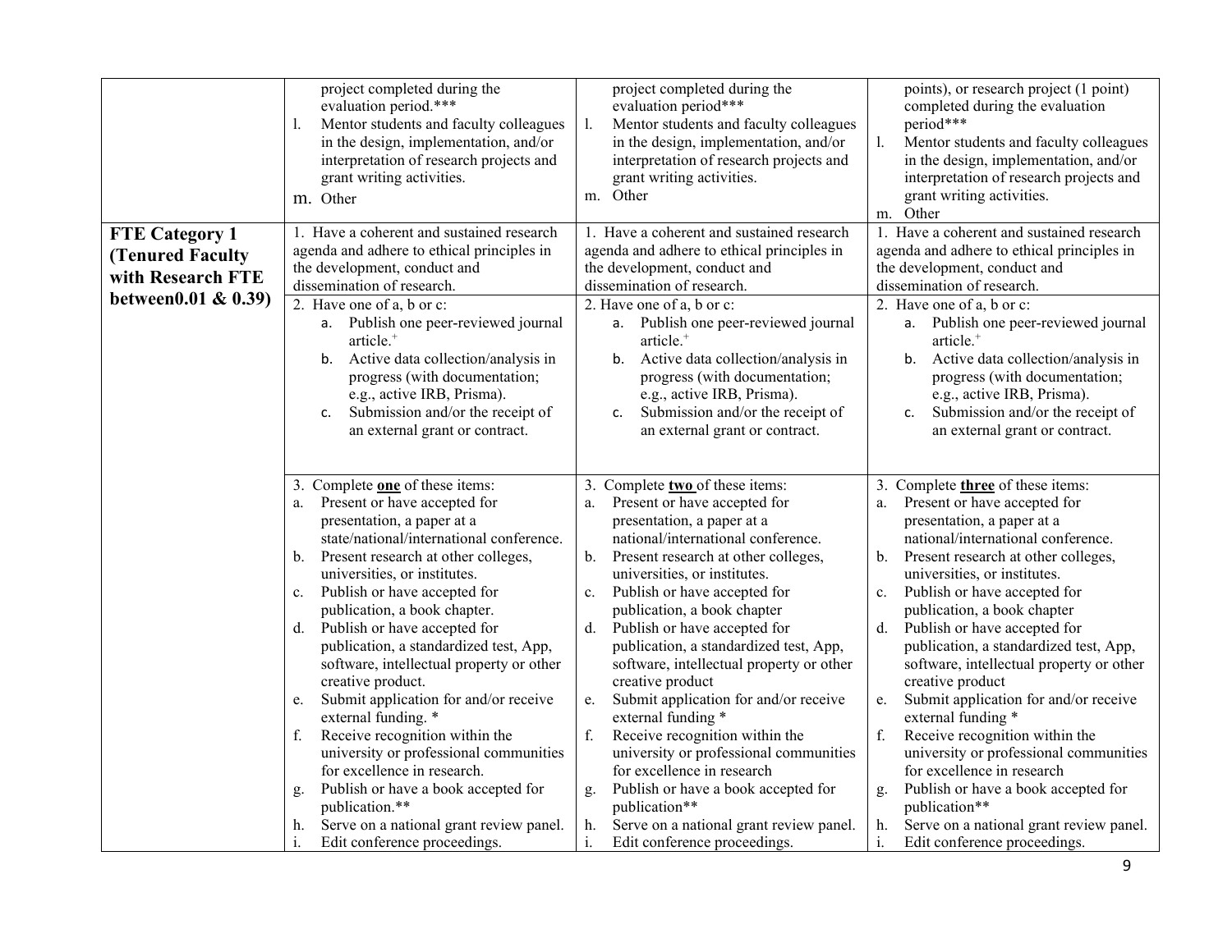| | | | |
|---|---|---|---|
| | project completed during the evaluation period.***<br>l. Mentor students and faculty colleagues in the design, implementation, and/or interpretation of research projects and grant writing activities.<br>m. Other | project completed during the evaluation period***<br>l. Mentor students and faculty colleagues in the design, implementation, and/or interpretation of research projects and grant writing activities.<br>m. Other | points), or research project (1 point) completed during the evaluation period***<br>l. Mentor students and faculty colleagues in the design, implementation, and/or interpretation of research projects and grant writing activities.<br>m. Other |
| **FTE Category 1 (Tenured Faculty with Research FTE between0.01 & 0.39)** | 1. Have a coherent and sustained research agenda and adhere to ethical principles in the development, conduct and dissemination of research. | 1. Have a coherent and sustained research agenda and adhere to ethical principles in the development, conduct and dissemination of research. | 1. Have a coherent and sustained research agenda and adhere to ethical principles in the development, conduct and dissemination of research. |
| | 2. Have one of a, b or c:<br>a. Publish one peer-reviewed journal article.[+]<br>b. Active data collection/analysis in progress (with documentation; e.g., active IRB, Prisma).<br>c. Submission and/or the receipt of an external grant or contract. | 2. Have one of a, b or c:<br>a. Publish one peer-reviewed journal article.[+]<br>b. Active data collection/analysis in progress (with documentation; e.g., active IRB, Prisma).<br>c. Submission and/or the receipt of an external grant or contract. | 2. Have one of a, b or c:<br>a. Publish one peer-reviewed journal article.[+]<br>b. Active data collection/analysis in progress (with documentation; e.g., active IRB, Prisma).<br>c. Submission and/or the receipt of an external grant or contract. |
| | 3. Complete **<u>one</u>** of these items:<br>a. Present or have accepted for presentation, a paper at a state/national/international conference.<br>b. Present research at other colleges, universities, or institutes.<br>c. Publish or have accepted for publication, a book chapter.<br>d. Publish or have accepted for publication, a standardized test, App, software, intellectual property or other creative product.<br>e. Submit application for and/or receive external funding. *<br>f. Receive recognition within the university or professional communities for excellence in research.<br>g. Publish or have a book accepted for publication.**<br>h. Serve on a national grant review panel.<br>i. Edit conference proceedings. | 3. Complete **<u>two</u>** of these items:<br>a. Present or have accepted for presentation, a paper at a national/international conference.<br>b. Present research at other colleges, universities, or institutes.<br>c. Publish or have accepted for publication, a book chapter<br>d. Publish or have accepted for publication, a standardized test, App, software, intellectual property or other creative product<br>e. Submit application for and/or receive external funding *<br>f. Receive recognition within the university or professional communities for excellence in research<br>g. Publish or have a book accepted for publication**<br>h. Serve on a national grant review panel.<br>i. Edit conference proceedings. | 3. Complete **<u>three</u>** of these items:<br>a. Present or have accepted for presentation, a paper at a national/international conference.<br>b. Present research at other colleges, universities, or institutes.<br>c. Publish or have accepted for publication, a book chapter<br>d. Publish or have accepted for publication, a standardized test, App, software, intellectual property or other creative product<br>e. Submit application for and/or receive external funding *<br>f. Receive recognition within the university or professional communities for excellence in research<br>g. Publish or have a book accepted for publication**<br>h. Serve on a national grant review panel.<br>i. Edit conference proceedings. |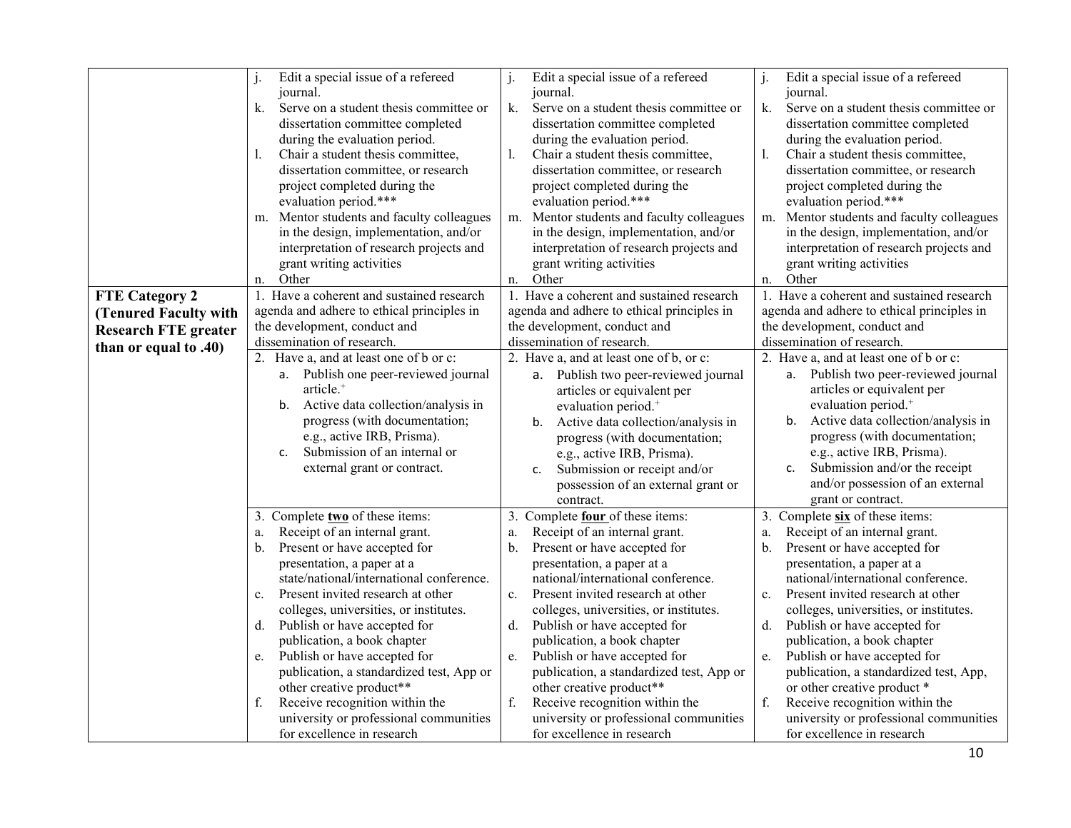| | | | |
|---|---|---|---|
| | j. Edit a special issue of a refereed journal.<br>k. Serve on a student thesis committee or dissertation committee completed during the evaluation period.<br>l. Chair a student thesis committee, dissertation committee, or research project completed during the evaluation period.***<br>m. Mentor students and faculty colleagues in the design, implementation, and/or interpretation of research projects and grant writing activities<br>n. Other | j. Edit a special issue of a refereed journal.<br>k. Serve on a student thesis committee or dissertation committee completed during the evaluation period.<br>l. Chair a student thesis committee, dissertation committee, or research project completed during the evaluation period.***<br>m. Mentor students and faculty colleagues in the design, implementation, and/or interpretation of research projects and grant writing activities<br>n. Other | j. Edit a special issue of a refereed journal.<br>k. Serve on a student thesis committee or dissertation committee completed during the evaluation period.<br>l. Chair a student thesis committee, dissertation committee, or research project completed during the evaluation period.***<br>m. Mentor students and faculty colleagues in the design, implementation, and/or interpretation of research projects and grant writing activities<br>n. Other |
| **FTE Category 2 (Tenured Faculty with Research FTE greater than or equal to .40)** | 1. Have a coherent and sustained research agenda and adhere to ethical principles in the development, conduct and dissemination of research. | 1. Have a coherent and sustained research agenda and adhere to ethical principles in the development, conduct and dissemination of research. | 1. Have a coherent and sustained research agenda and adhere to ethical principles in the development, conduct and dissemination of research. |
| | 2. Have a, and at least one of b or c:<br>a. Publish one peer-reviewed journal article.[+]<br>b. Active data collection/analysis in progress (with documentation; e.g., active IRB, Prisma).<br>c. Submission of an internal or external grant or contract. | 2. Have a, and at least one of b, or c:<br>a. Publish two peer-reviewed journal articles or equivalent per evaluation period.[+]<br>b. Active data collection/analysis in progress (with documentation; e.g., active IRB, Prisma).<br>c. Submission or receipt and/or possession of an external grant or contract. | 2. Have a, and at least one of b or c:<br>a. Publish two peer-reviewed journal articles or equivalent per evaluation period.[+]<br>b. Active data collection/analysis in progress (with documentation; e.g., active IRB, Prisma).<br>c. Submission and/or the receipt and/or possession of an external grant or contract. |
| | 3. Complete **<u>two</u>** of these items:<br>a. Receipt of an internal grant.<br>b. Present or have accepted for presentation, a paper at a state/national/international conference.<br>c. Present invited research at other colleges, universities, or institutes.<br>d. Publish or have accepted for publication, a book chapter<br>e. Publish or have accepted for publication, a standardized test, App or other creative product**<br>f. Receive recognition within the university or professional communities for excellence in research | 3. Complete **<u>four</u>** of these items:<br>a. Receipt of an internal grant.<br>b. Present or have accepted for presentation, a paper at a national/international conference.<br>c. Present invited research at other colleges, universities, or institutes.<br>d. Publish or have accepted for publication, a book chapter<br>e. Publish or have accepted for publication, a standardized test, App or other creative product**<br>f. Receive recognition within the university or professional communities for excellence in research | 3. Complete **<u>six</u>** of these items:<br>a. Receipt of an internal grant.<br>b. Present or have accepted for presentation, a paper at a national/international conference.<br>c. Present invited research at other colleges, universities, or institutes.<br>d. Publish or have accepted for publication, a book chapter<br>e. Publish or have accepted for publication, a standardized test, App, or other creative product *<br>f. Receive recognition within the university or professional communities for excellence in research |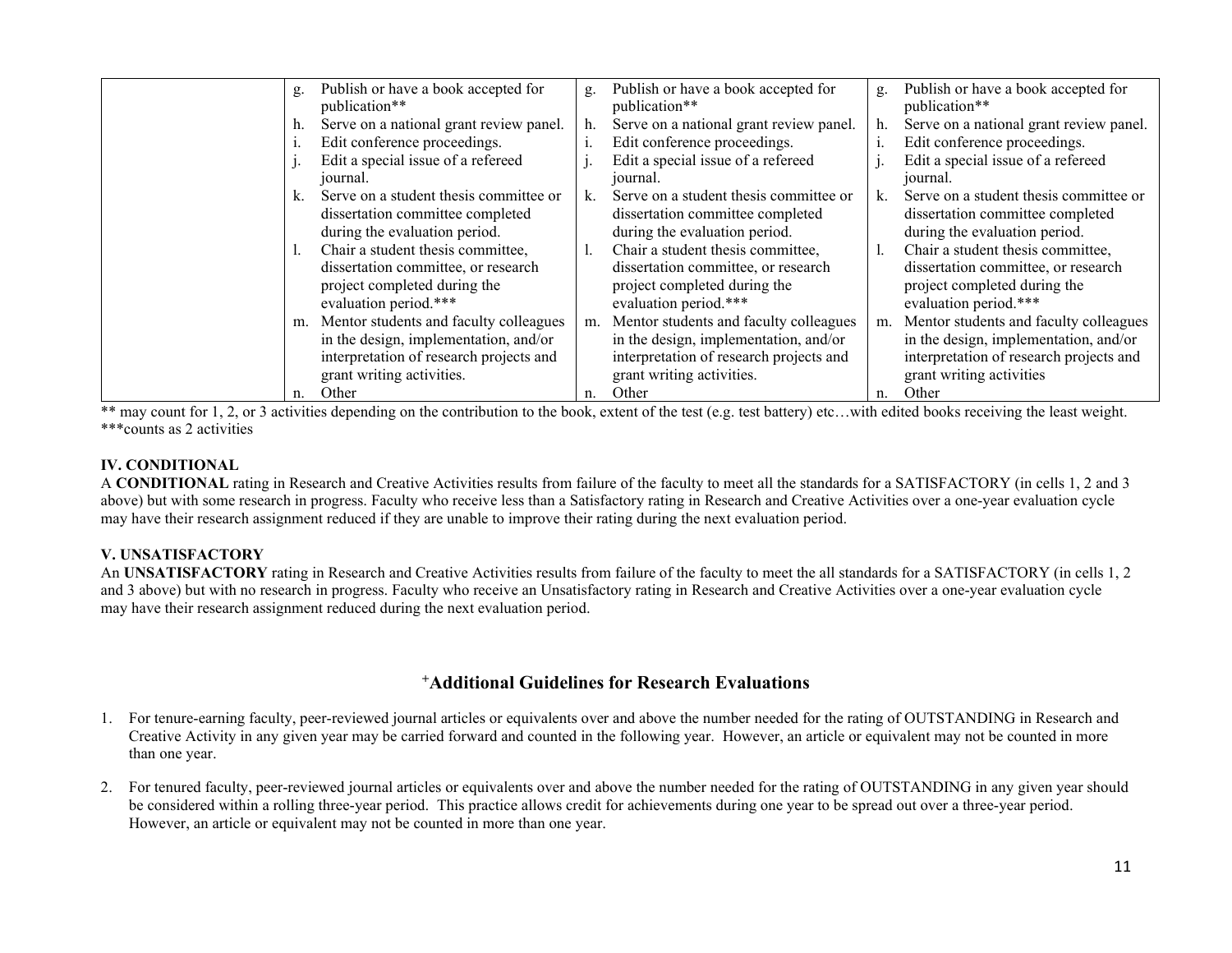| | | | |
|---|---|---|---|
| | g. Publish or have a book accepted for publication**<br>h. Serve on a national grant review panel.<br>i. Edit conference proceedings.<br>j. Edit a special issue of a refereed journal.<br>k. Serve on a student thesis committee or dissertation committee completed during the evaluation period.<br>l. Chair a student thesis committee, dissertation committee, or research project completed during the evaluation period.***<br>m. Mentor students and faculty colleagues in the design, implementation, and/or interpretation of research projects and grant writing activities.<br>n. Other | g. Publish or have a book accepted for publication**<br>h. Serve on a national grant review panel.<br>i. Edit conference proceedings.<br>j. Edit a special issue of a refereed journal.<br>k. Serve on a student thesis committee or dissertation committee completed during the evaluation period.<br>l. Chair a student thesis committee, dissertation committee, or research project completed during the evaluation period.***<br>m. Mentor students and faculty colleagues in the design, implementation, and/or interpretation of research projects and grant writing activities.<br>n. Other | g. Publish or have a book accepted for publication**<br>h. Serve on a national grant review panel.<br>i. Edit conference proceedings.<br>j. Edit a special issue of a refereed journal.<br>k. Serve on a student thesis committee or dissertation committee completed during the evaluation period.<br>l. Chair a student thesis committee, dissertation committee, or research project completed during the evaluation period.***<br>m. Mentor students and faculty colleagues in the design, implementation, and/or interpretation of research projects and grant writing activities<br>n. Other |

** may count for 1, 2, or 3 activities depending on the contribution to the book, extent of the test (e.g. test battery) etc…with edited books receiving the least weight.
***counts as 2 activities

### IV. CONDITIONAL

A **CONDITIONAL** rating in Research and Creative Activities results from failure of the faculty to meet all the standards for a SATISFACTORY (in cells 1, 2 and 3 above) but with some research in progress. Faculty who receive less than a Satisfactory rating in Research and Creative Activities over a one-year evaluation cycle may have their research assignment reduced if they are unable to improve their rating during the next evaluation period.

### V. UNSATISFACTORY

An **UNSATISFACTORY** rating in Research and Creative Activities results from failure of the faculty to meet the all standards for a SATISFACTORY (in cells 1, 2 and 3 above) but with no research in progress. Faculty who receive an Unsatisfactory rating in Research and Creative Activities over a one-year evaluation cycle may have their research assignment reduced during the next evaluation period.

## +Additional Guidelines for Research Evaluations

1. For tenure-earning faculty, peer-reviewed journal articles or equivalents over and above the number needed for the rating of OUTSTANDING in Research and Creative Activity in any given year may be carried forward and counted in the following year. However, an article or equivalent may not be counted in more than one year.

2. For tenured faculty, peer-reviewed journal articles or equivalents over and above the number needed for the rating of OUTSTANDING in any given year should be considered within a rolling three-year period. This practice allows credit for achievements during one year to be spread out over a three-year period. However, an article or equivalent may not be counted in more than one year.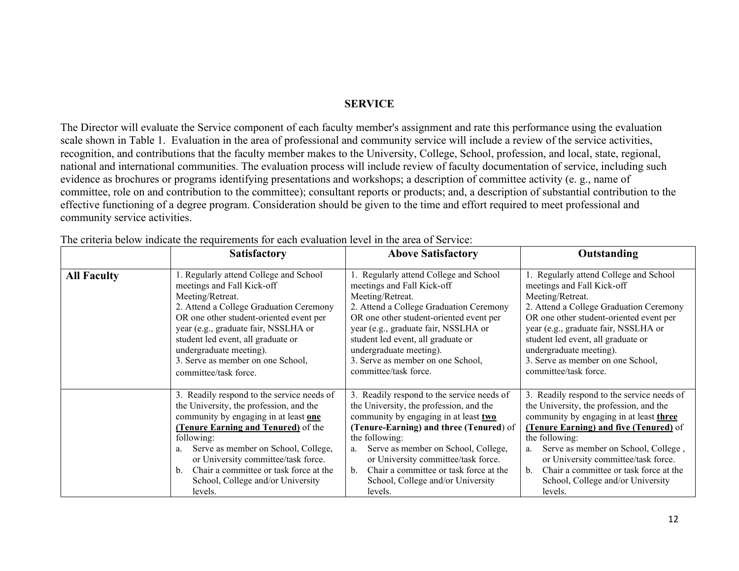## SERVICE

The Director will evaluate the Service component of each faculty member's assignment and rate this performance using the evaluation scale shown in Table 1. Evaluation in the area of professional and community service will include a review of the service activities, recognition, and contributions that the faculty member makes to the University, College, School, profession, and local, state, regional, national and international communities. The evaluation process will include review of faculty documentation of service, including such evidence as brochures or programs identifying presentations and workshops; a description of committee activity (e. g., name of committee, role on and contribution to the committee); consultant reports or products; and, a description of substantial contribution to the effective functioning of a degree program. Consideration should be given to the time and effort required to meet professional and community service activities.

The criteria below indicate the requirements for each evaluation level in the area of Service:

| | Satisfactory | Above Satisfactory | Outstanding |
|---|---|---|---|
| **All Faculty** | 1. Regularly attend College and School meetings and Fall Kick-off Meeting/Retreat.<br>2. Attend a College Graduation Ceremony OR one other student-oriented event per year (e.g., graduate fair, NSSLHA or student led event, all graduate or undergraduate meeting).<br>3. Serve as member on one School, committee/task force. | 1. Regularly attend College and School meetings and Fall Kick-off Meeting/Retreat.<br>2. Attend a College Graduation Ceremony OR one other student-oriented event per year (e.g., graduate fair, NSSLHA or student led event, all graduate or undergraduate meeting).<br>3. Serve as member on one School, committee/task force. | 1. Regularly attend College and School meetings and Fall Kick-off Meeting/Retreat.<br>2. Attend a College Graduation Ceremony OR one other student-oriented event per year (e.g., graduate fair, NSSLHA or student led event, all graduate or undergraduate meeting).<br>3. Serve as member on one School, committee/task force. |
| | 3. Readily respond to the service needs of the University, the profession, and the community by engaging in at least **one (Tenure Earning and Tenured)** of the following:<br>a. Serve as member on School, College, or University committee/task force.<br>b. Chair a committee or task force at the School, College and/or University levels. | 3. Readily respond to the service needs of the University, the profession, and the community by engaging in at least **two (Tenure-Earning) and three (Tenured)** of the following:<br>a. Serve as member on School, College, or University committee/task force.<br>b. Chair a committee or task force at the School, College and/or University levels. | 3. Readily respond to the service needs of the University, the profession, and the community by engaging in at least **three (Tenure Earning) and five (Tenured)** of the following:<br>a. Serve as member on School, College , or University committee/task force.<br>b. Chair a committee or task force at the School, College and/or University levels. |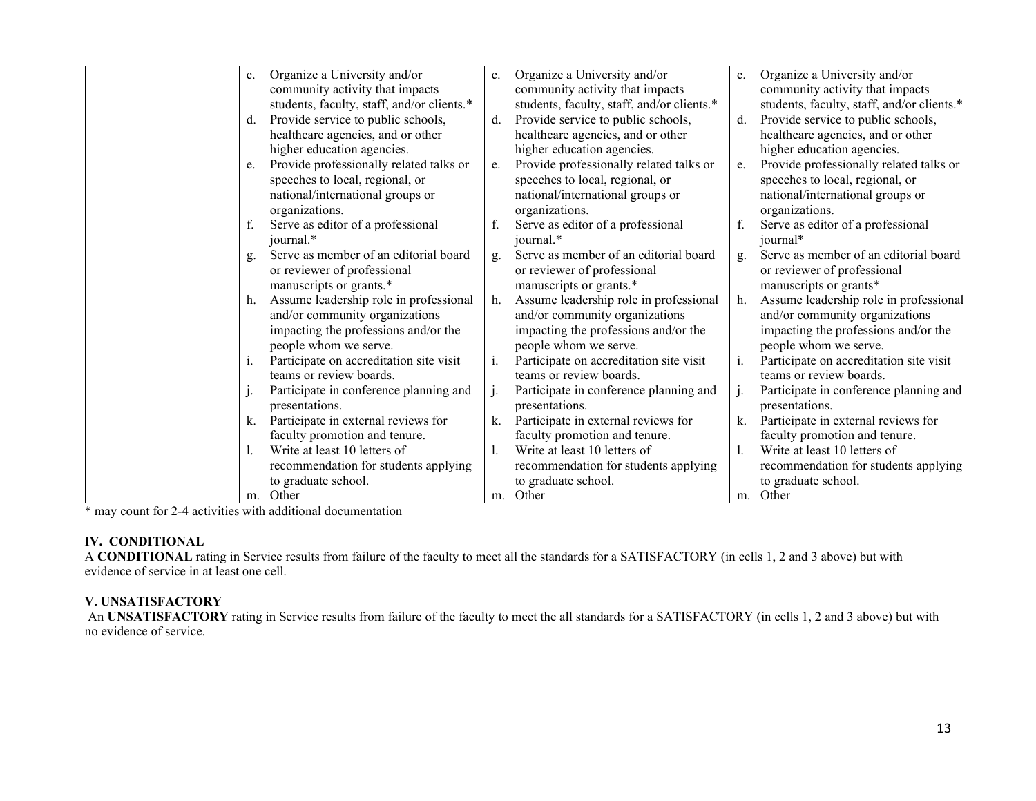| | | | |
|---|---|---|---|
| | c. Organize a University and/or community activity that impacts students, faculty, staff, and/or clients.*<br>d. Provide service to public schools, healthcare agencies, and or other higher education agencies.<br>e. Provide professionally related talks or speeches to local, regional, or national/international groups or organizations.<br>f. Serve as editor of a professional journal.*<br>g. Serve as member of an editorial board or reviewer of professional manuscripts or grants.*<br>h. Assume leadership role in professional and/or community organizations impacting the professions and/or the people whom we serve.<br>i. Participate on accreditation site visit teams or review boards.<br>j. Participate in conference planning and presentations.<br>k. Participate in external reviews for faculty promotion and tenure.<br>l. Write at least 10 letters of recommendation for students applying to graduate school.<br>m. Other | c. Organize a University and/or community activity that impacts students, faculty, staff, and/or clients.*<br>d. Provide service to public schools, healthcare agencies, and or other higher education agencies.<br>e. Provide professionally related talks or speeches to local, regional, or national/international groups or organizations.<br>f. Serve as editor of a professional journal.*<br>g. Serve as member of an editorial board or reviewer of professional manuscripts or grants.*<br>h. Assume leadership role in professional and/or community organizations impacting the professions and/or the people whom we serve.<br>i. Participate on accreditation site visit teams or review boards.<br>j. Participate in conference planning and presentations.<br>k. Participate in external reviews for faculty promotion and tenure.<br>l. Write at least 10 letters of recommendation for students applying to graduate school.<br>m. Other | c. Organize a University and/or community activity that impacts students, faculty, staff, and/or clients.*<br>d. Provide service to public schools, healthcare agencies, and or other higher education agencies.<br>e. Provide professionally related talks or speeches to local, regional, or national/international groups or organizations.<br>f. Serve as editor of a professional journal*<br>g. Serve as member of an editorial board or reviewer of professional manuscripts or grants*<br>h. Assume leadership role in professional and/or community organizations impacting the professions and/or the people whom we serve.<br>i. Participate on accreditation site visit teams or review boards.<br>j. Participate in conference planning and presentations.<br>k. Participate in external reviews for faculty promotion and tenure.<br>l. Write at least 10 letters of recommendation for students applying to graduate school.<br>m. Other |

\* may count for 2-4 activities with additional documentation

### IV. CONDITIONAL

A **CONDITIONAL** rating in Service results from failure of the faculty to meet all the standards for a SATISFACTORY (in cells 1, 2 and 3 above) but with evidence of service in at least one cell.

### V. UNSATISFACTORY

An **UNSATISFACTORY** rating in Service results from failure of the faculty to meet the all standards for a SATISFACTORY (in cells 1, 2 and 3 above) but with no evidence of service.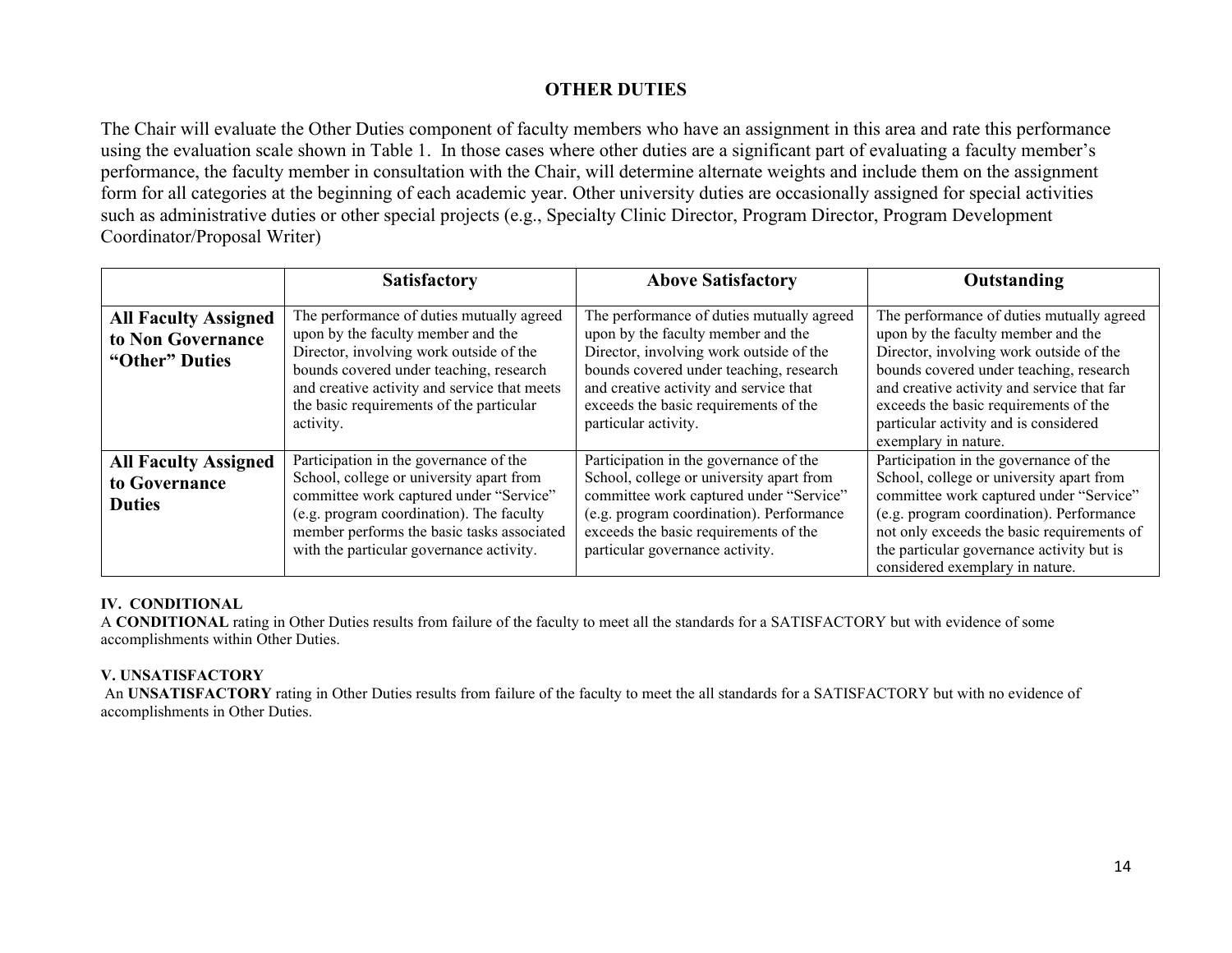## OTHER DUTIES

The Chair will evaluate the Other Duties component of faculty members who have an assignment in this area and rate this performance using the evaluation scale shown in Table 1. In those cases where other duties are a significant part of evaluating a faculty member's performance, the faculty member in consultation with the Chair, will determine alternate weights and include them on the assignment form for all categories at the beginning of each academic year. Other university duties are occasionally assigned for special activities such as administrative duties or other special projects (e.g., Specialty Clinic Director, Program Director, Program Development Coordinator/Proposal Writer)

| | Satisfactory | Above Satisfactory | Outstanding |
|---|---|---|---|
| **All Faculty Assigned to Non Governance "Other" Duties** | The performance of duties mutually agreed upon by the faculty member and the Director, involving work outside of the bounds covered under teaching, research and creative activity and service that meets the basic requirements of the particular activity. | The performance of duties mutually agreed upon by the faculty member and the Director, involving work outside of the bounds covered under teaching, research and creative activity and service that exceeds the basic requirements of the particular activity. | The performance of duties mutually agreed upon by the faculty member and the Director, involving work outside of the bounds covered under teaching, research and creative activity and service that far exceeds the basic requirements of the particular activity and is considered exemplary in nature. |
| **All Faculty Assigned to Governance Duties** | Participation in the governance of the School, college or university apart from committee work captured under "Service" (e.g. program coordination). The faculty member performs the basic tasks associated with the particular governance activity. | Participation in the governance of the School, college or university apart from committee work captured under "Service" (e.g. program coordination). Performance exceeds the basic requirements of the particular governance activity. | Participation in the governance of the School, college or university apart from committee work captured under "Service" (e.g. program coordination). Performance not only exceeds the basic requirements of the particular governance activity but is considered exemplary in nature. |

**IV. CONDITIONAL**

A **CONDITIONAL** rating in Other Duties results from failure of the faculty to meet all the standards for a SATISFACTORY but with evidence of some accomplishments within Other Duties.

**V. UNSATISFACTORY**

An **UNSATISFACTORY** rating in Other Duties results from failure of the faculty to meet the all standards for a SATISFACTORY but with no evidence of accomplishments in Other Duties.